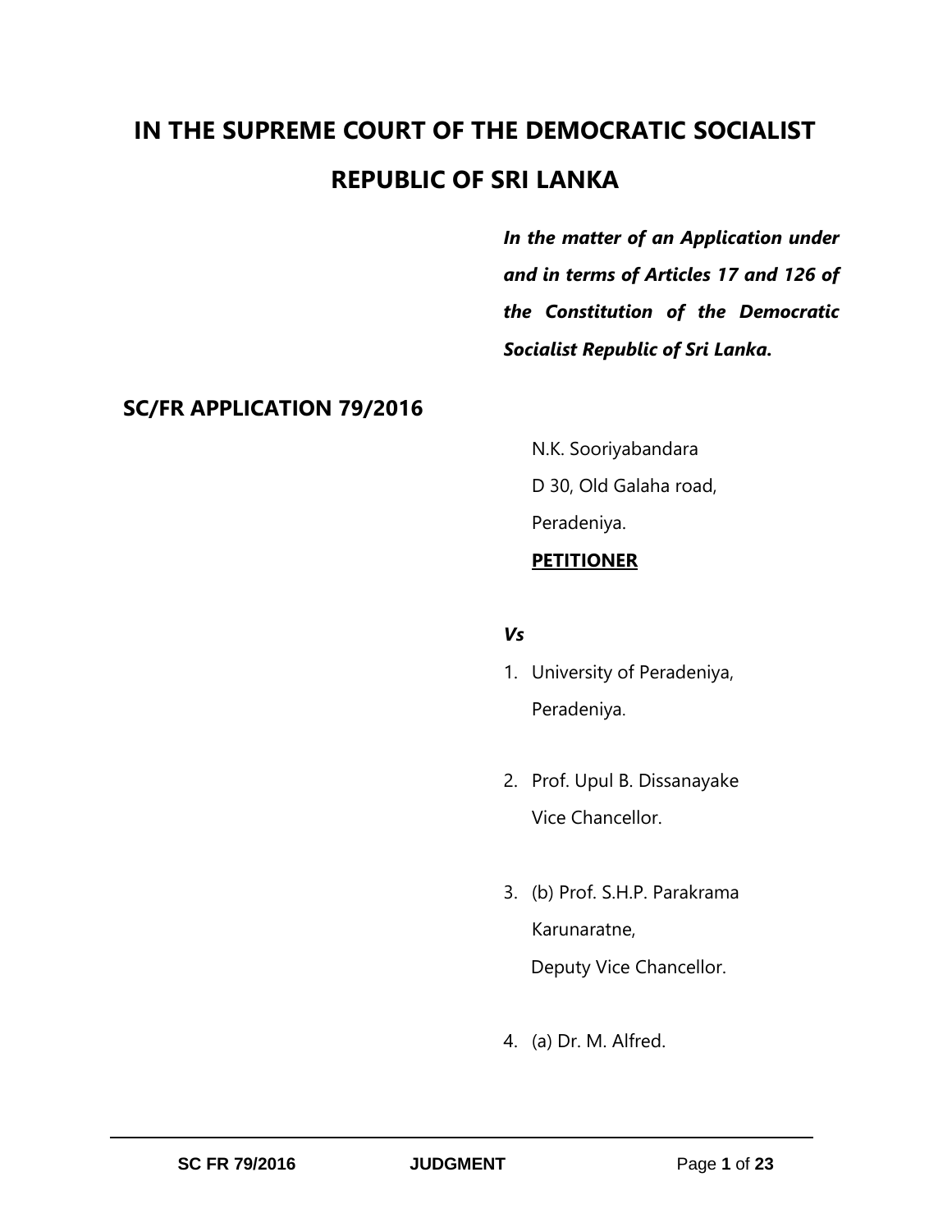# IN THE SUPREME COURT OF THE DEMOCRATIC SOCIALIST REPUBLIC OF SRI LANKA

***In the matter of an Application under and in terms of Articles 17 and 126 of the Constitution of the Democratic Socialist Republic of Sri Lanka.***

**SC/FR APPLICATION 79/2016**

N.K. Sooriyabandara
D 30, Old Galaha road,
Peradeniya.

**PETITIONER**

***Vs***

1. University of Peradeniya,
   Peradeniya.

2. Prof. Upul B. Dissanayake
   Vice Chancellor.

3. (b) Prof. S.H.P. Parakrama
   Karunaratne,
   Deputy Vice Chancellor.

4. (a) Dr. M. Alfred.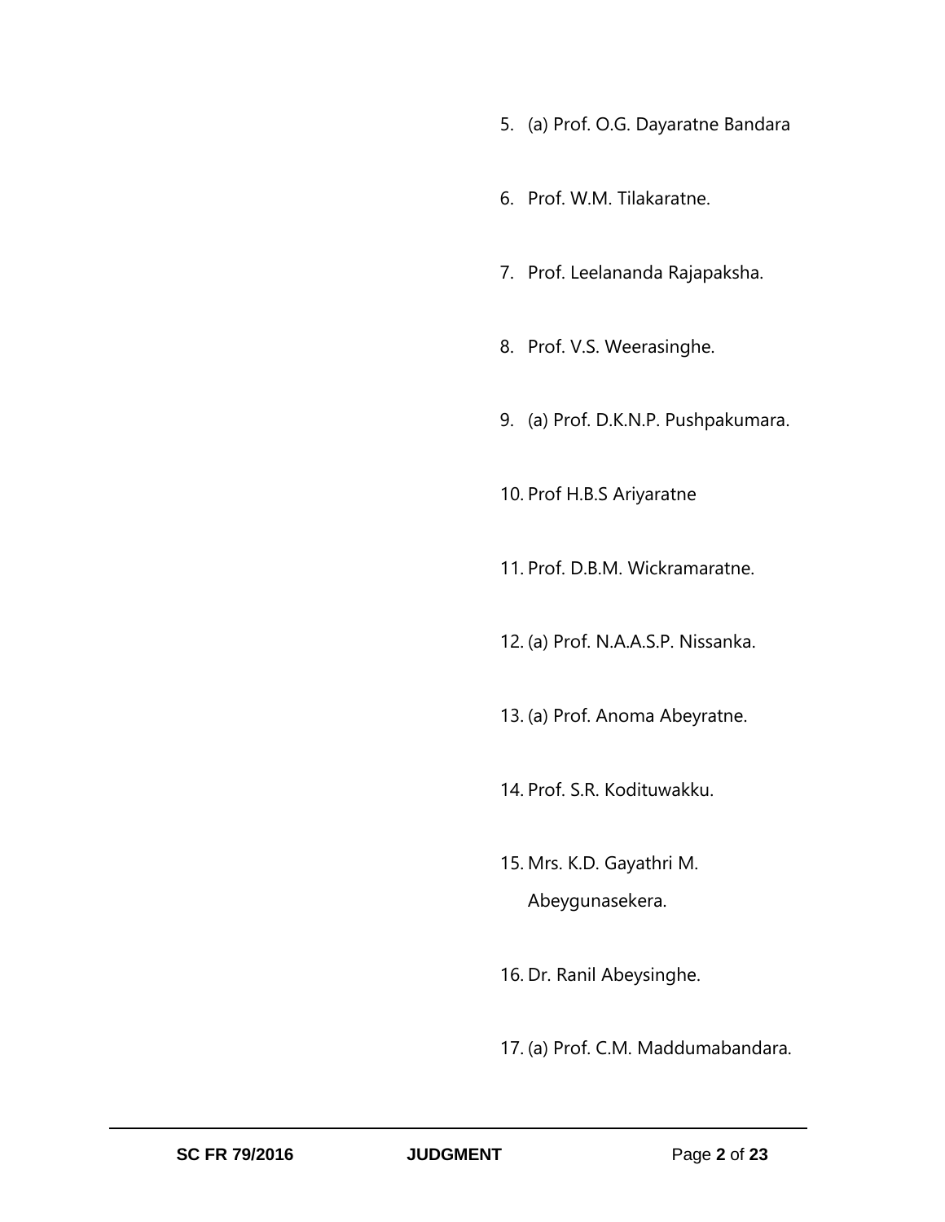5. (a) Prof. O.G. Dayaratne Bandara

6. Prof. W.M. Tilakaratne.

7. Prof. Leelananda Rajapaksha.

8. Prof. V.S. Weerasinghe.

9. (a) Prof. D.K.N.P. Pushpakumara.

10. Prof H.B.S Ariyaratne

11. Prof. D.B.M. Wickramaratne.

12. (a) Prof. N.A.A.S.P. Nissanka.

13. (a) Prof. Anoma Abeyratne.

14. Prof. S.R. Kodituwakku.

15. Mrs. K.D. Gayathri M. Abeygunasekera.

16. Dr. Ranil Abeysinghe.

17. (a) Prof. C.M. Maddumabandara.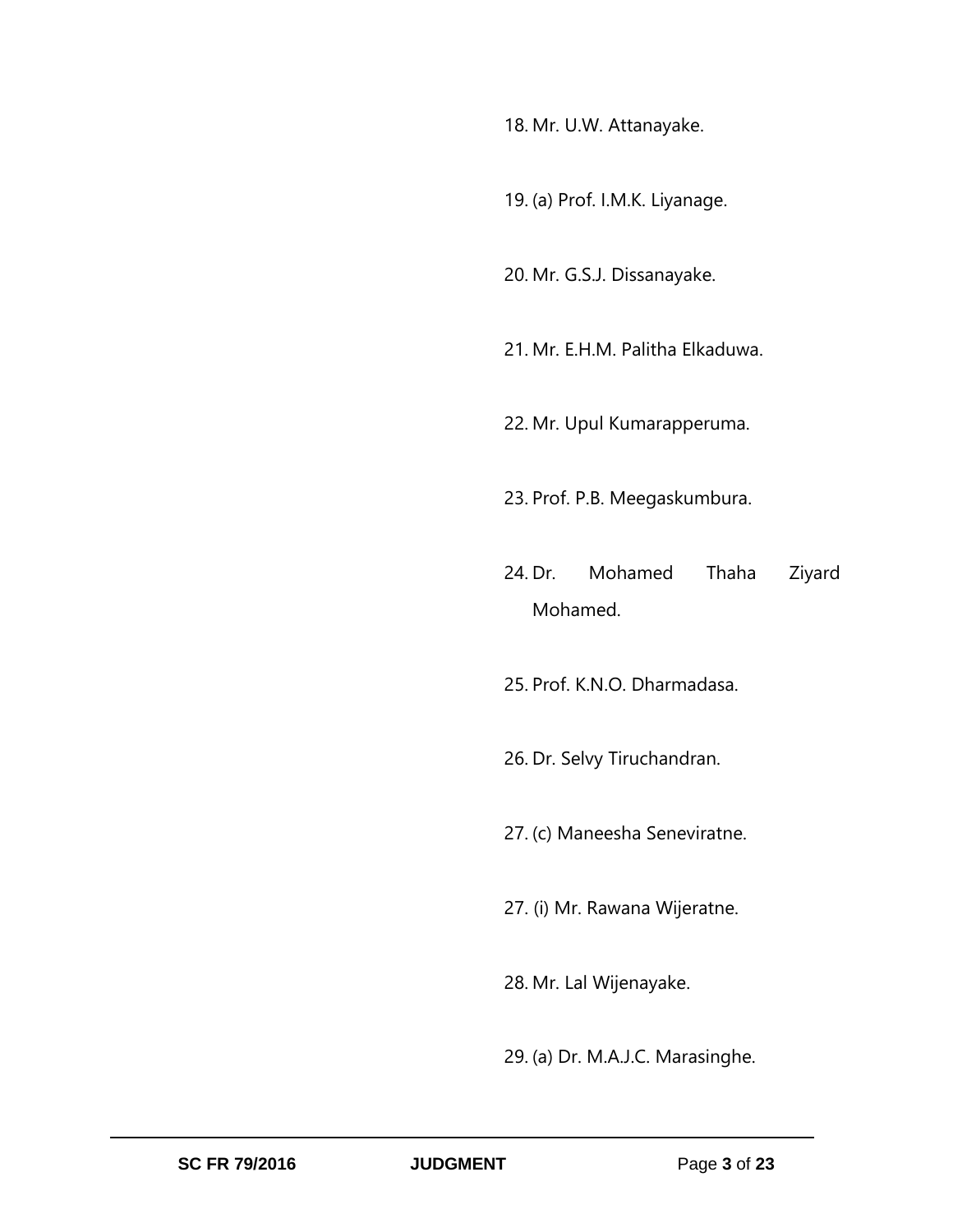18. Mr. U.W. Attanayake.

19. (a) Prof. I.M.K. Liyanage.

20. Mr. G.S.J. Dissanayake.

21. Mr. E.H.M. Palitha Elkaduwa.

22. Mr. Upul Kumarapperuma.

23. Prof. P.B. Meegaskumbura.

24. Dr. Mohamed Thaha Ziyard Mohamed.

25. Prof. K.N.O. Dharmadasa.

26. Dr. Selvy Tiruchandran.

27. (c) Maneesha Seneviratne.

27. (i) Mr. Rawana Wijeratne.

28. Mr. Lal Wijenayake.

29. (a) Dr. M.A.J.C. Marasinghe.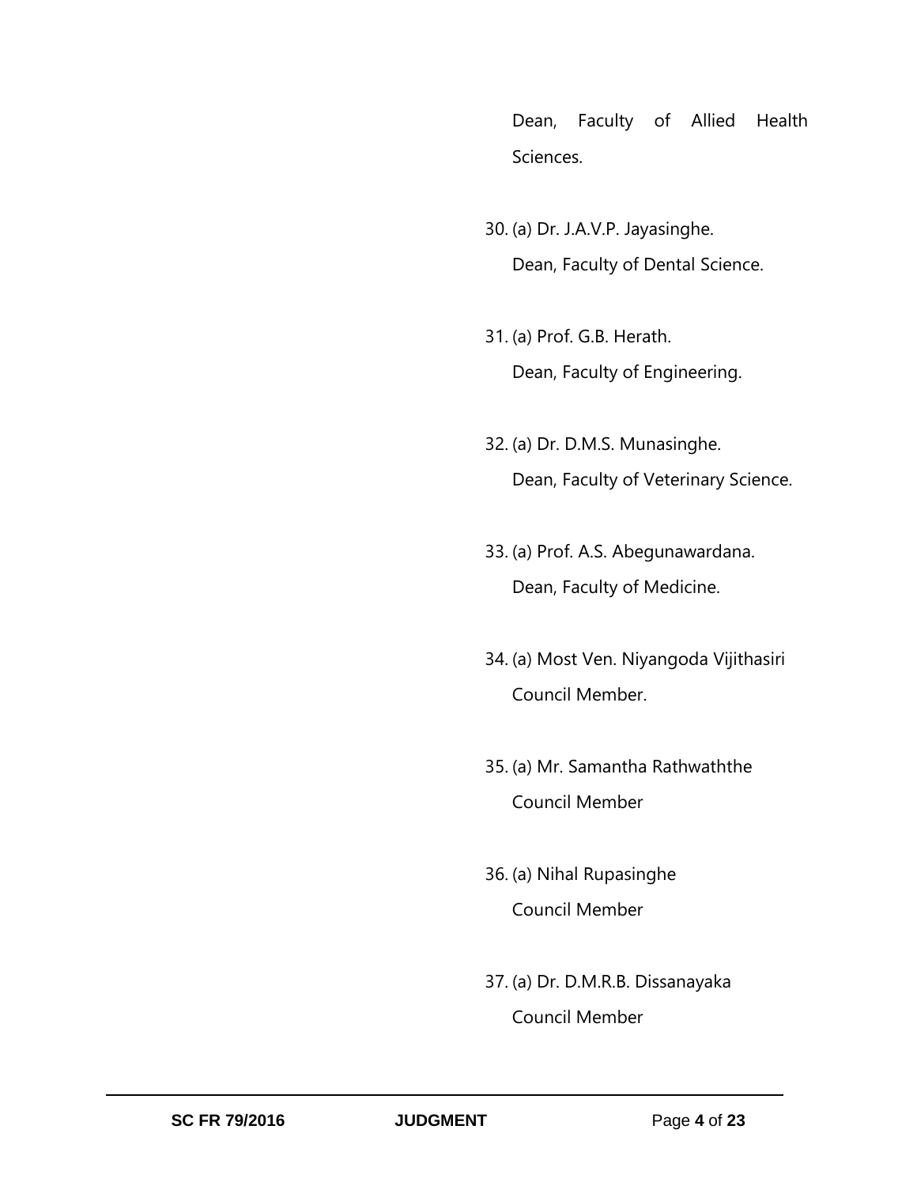Dean, Faculty of Allied Health Sciences.

30. (a) Dr. J.A.V.P. Jayasinghe.
    Dean, Faculty of Dental Science.

31. (a) Prof. G.B. Herath.
    Dean, Faculty of Engineering.

32. (a) Dr. D.M.S. Munasinghe.
    Dean, Faculty of Veterinary Science.

33. (a) Prof. A.S. Abegunawardana.
    Dean, Faculty of Medicine.

34. (a) Most Ven. Niyangoda Vijithasiri
    Council Member.

35. (a) Mr. Samantha Rathwaththe
    Council Member

36. (a) Nihal Rupasinghe
    Council Member

37. (a) Dr. D.M.R.B. Dissanayaka
    Council Member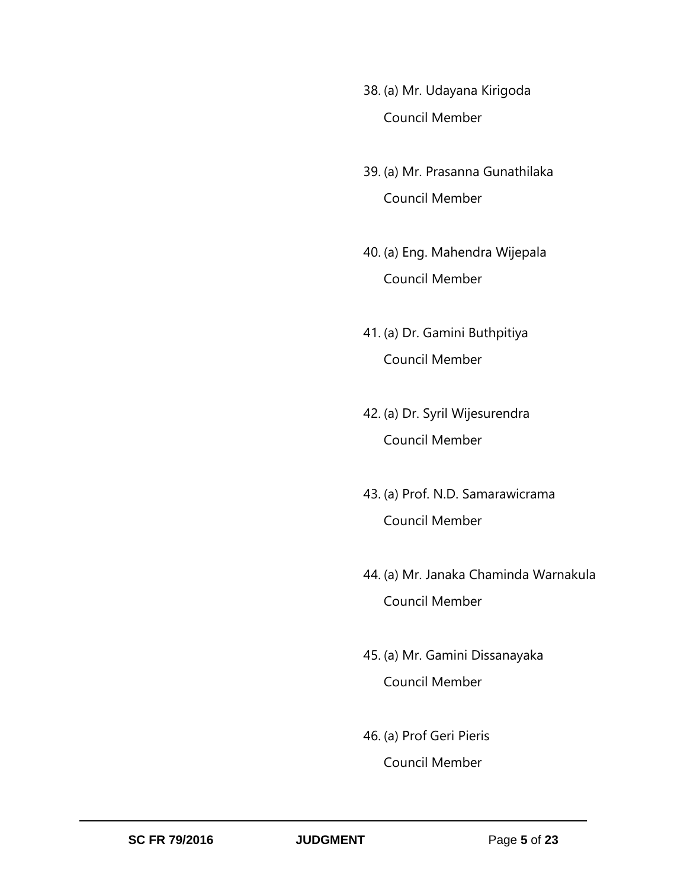38. (a) Mr. Udayana Kirigoda

    Council Member

39. (a) Mr. Prasanna Gunathilaka

    Council Member

40. (a) Eng. Mahendra Wijepala

    Council Member

41. (a) Dr. Gamini Buthpitiya

    Council Member

42. (a) Dr. Syril Wijesurendra

    Council Member

43. (a) Prof. N.D. Samarawicrama

    Council Member

44. (a) Mr. Janaka Chaminda Warnakula

    Council Member

45. (a) Mr. Gamini Dissanayaka

    Council Member

46. (a) Prof Geri Pieris

    Council Member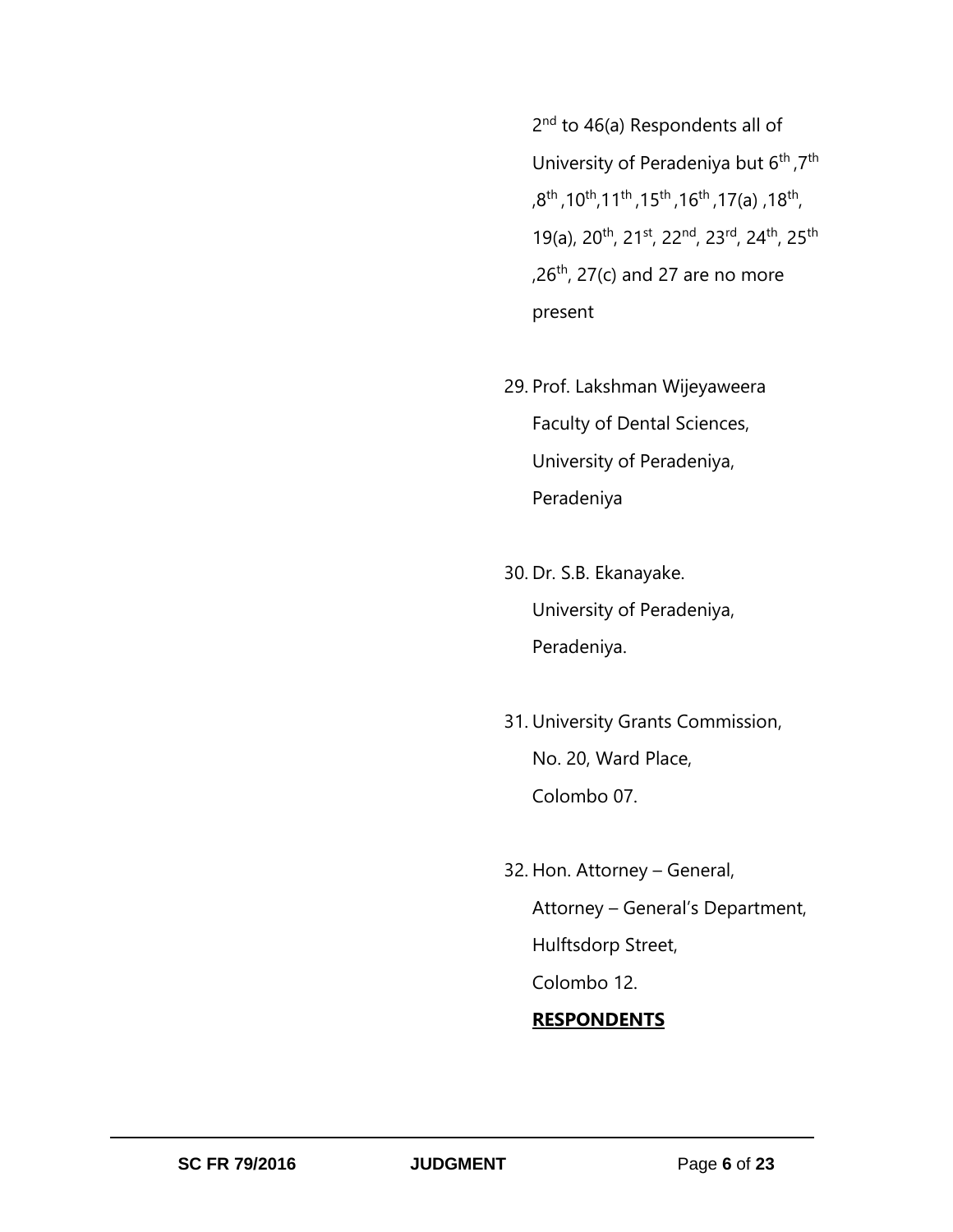2nd to 46(a) Respondents all of University of Peradeniya but 6th ,7th ,8th ,10th,11th ,15th ,16th ,17(a) ,18th, 19(a), 20th, 21st, 22nd, 23rd, 24th, 25th ,26th, 27(c) and 27 are no more present

29. Prof. Lakshman Wijeyaweera
    Faculty of Dental Sciences,
    University of Peradeniya,
    Peradeniya

30. Dr. S.B. Ekanayake.
    University of Peradeniya,
    Peradeniya.

31. University Grants Commission,
    No. 20, Ward Place,
    Colombo 07.

32. Hon. Attorney – General,
    Attorney – General's Department,
    Hulftsdorp Street,
    Colombo 12.

**RESPONDENTS**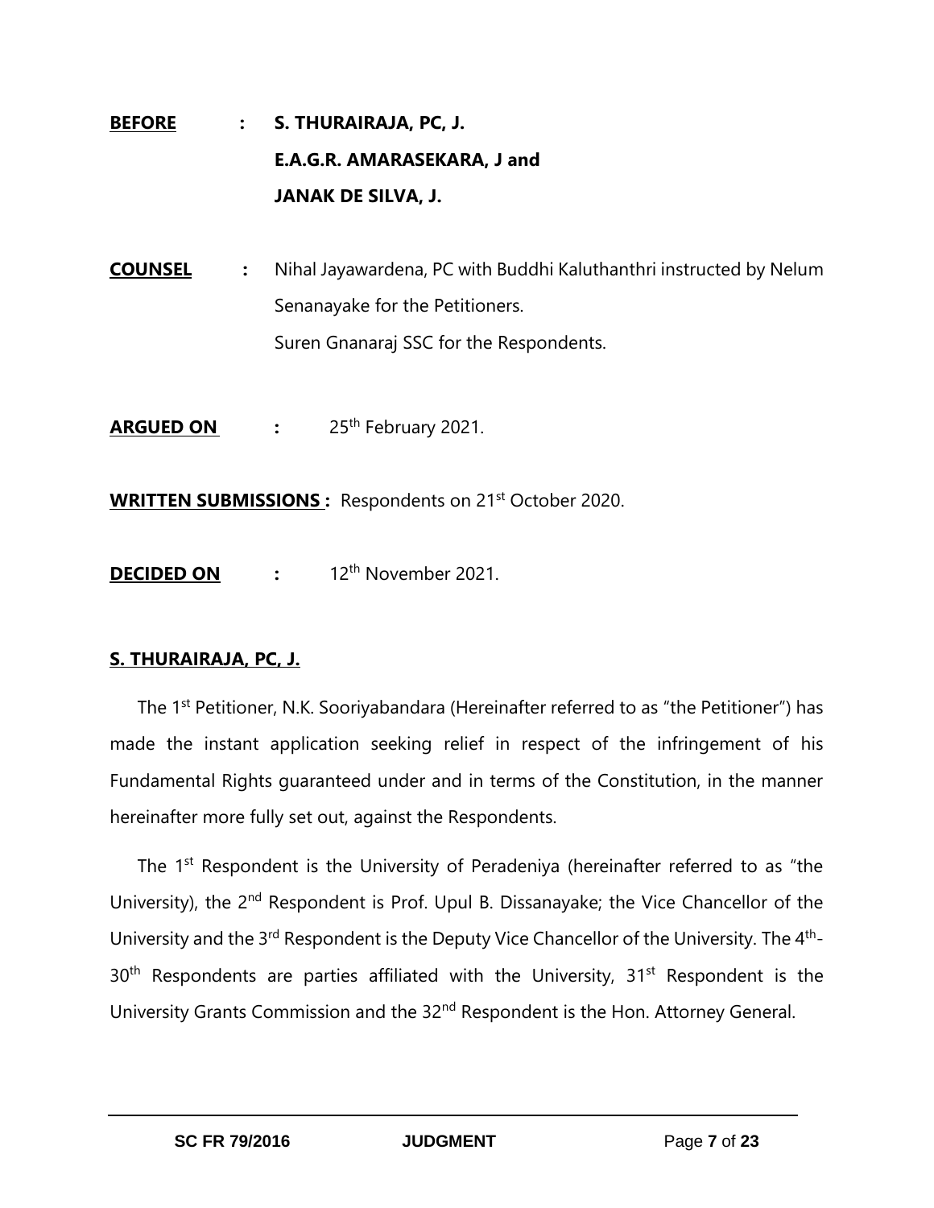**BEFORE** : **S. THURAIRAJA, PC, J.**
**E.A.G.R. AMARASEKARA, J and**
**JANAK DE SILVA, J.**

**COUNSEL** : Nihal Jayawardena, PC with Buddhi Kaluthanthri instructed by Nelum Senanayake for the Petitioners.
Suren Gnanaraj SSC for the Respondents.

**ARGUED ON** : 25th February 2021.

**WRITTEN SUBMISSIONS :** Respondents on 21st October 2020.

**DECIDED ON** : 12th November 2021.

**S. THURAIRAJA, PC, J.**

The 1st Petitioner, N.K. Sooriyabandara (Hereinafter referred to as "the Petitioner") has made the instant application seeking relief in respect of the infringement of his Fundamental Rights guaranteed under and in terms of the Constitution, in the manner hereinafter more fully set out, against the Respondents.

The 1st Respondent is the University of Peradeniya (hereinafter referred to as "the University), the 2nd Respondent is Prof. Upul B. Dissanayake; the Vice Chancellor of the University and the 3rd Respondent is the Deputy Vice Chancellor of the University. The 4th-30th Respondents are parties affiliated with the University, 31st Respondent is the University Grants Commission and the 32nd Respondent is the Hon. Attorney General.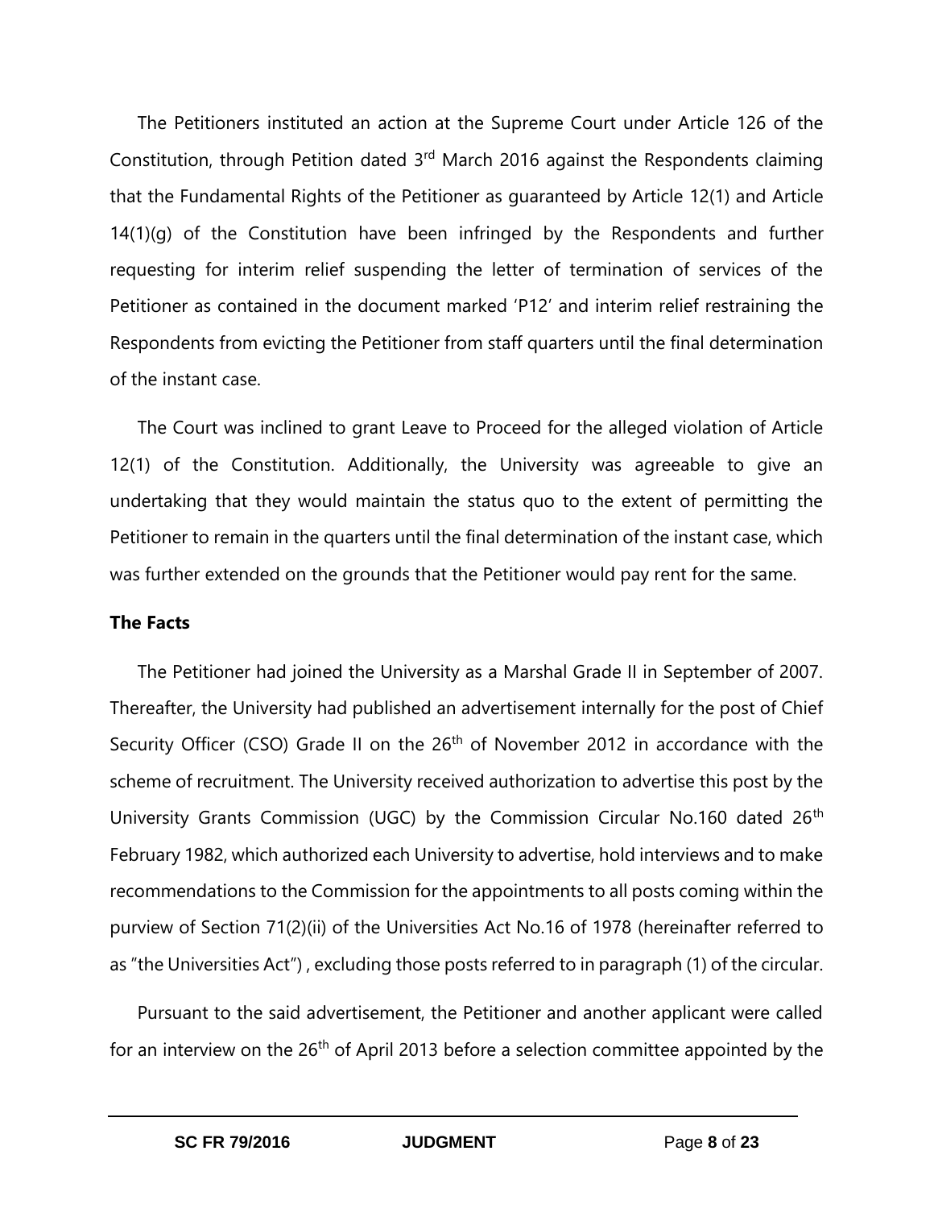The Petitioners instituted an action at the Supreme Court under Article 126 of the Constitution, through Petition dated 3rd March 2016 against the Respondents claiming that the Fundamental Rights of the Petitioner as guaranteed by Article 12(1) and Article 14(1)(g) of the Constitution have been infringed by the Respondents and further requesting for interim relief suspending the letter of termination of services of the Petitioner as contained in the document marked 'P12' and interim relief restraining the Respondents from evicting the Petitioner from staff quarters until the final determination of the instant case.

The Court was inclined to grant Leave to Proceed for the alleged violation of Article 12(1) of the Constitution. Additionally, the University was agreeable to give an undertaking that they would maintain the status quo to the extent of permitting the Petitioner to remain in the quarters until the final determination of the instant case, which was further extended on the grounds that the Petitioner would pay rent for the same.

**The Facts**

The Petitioner had joined the University as a Marshal Grade II in September of 2007. Thereafter, the University had published an advertisement internally for the post of Chief Security Officer (CSO) Grade II on the 26th of November 2012 in accordance with the scheme of recruitment. The University received authorization to advertise this post by the University Grants Commission (UGC) by the Commission Circular No.160 dated 26th February 1982, which authorized each University to advertise, hold interviews and to make recommendations to the Commission for the appointments to all posts coming within the purview of Section 71(2)(ii) of the Universities Act No.16 of 1978 (hereinafter referred to as "the Universities Act") , excluding those posts referred to in paragraph (1) of the circular.

Pursuant to the said advertisement, the Petitioner and another applicant were called for an interview on the 26th of April 2013 before a selection committee appointed by the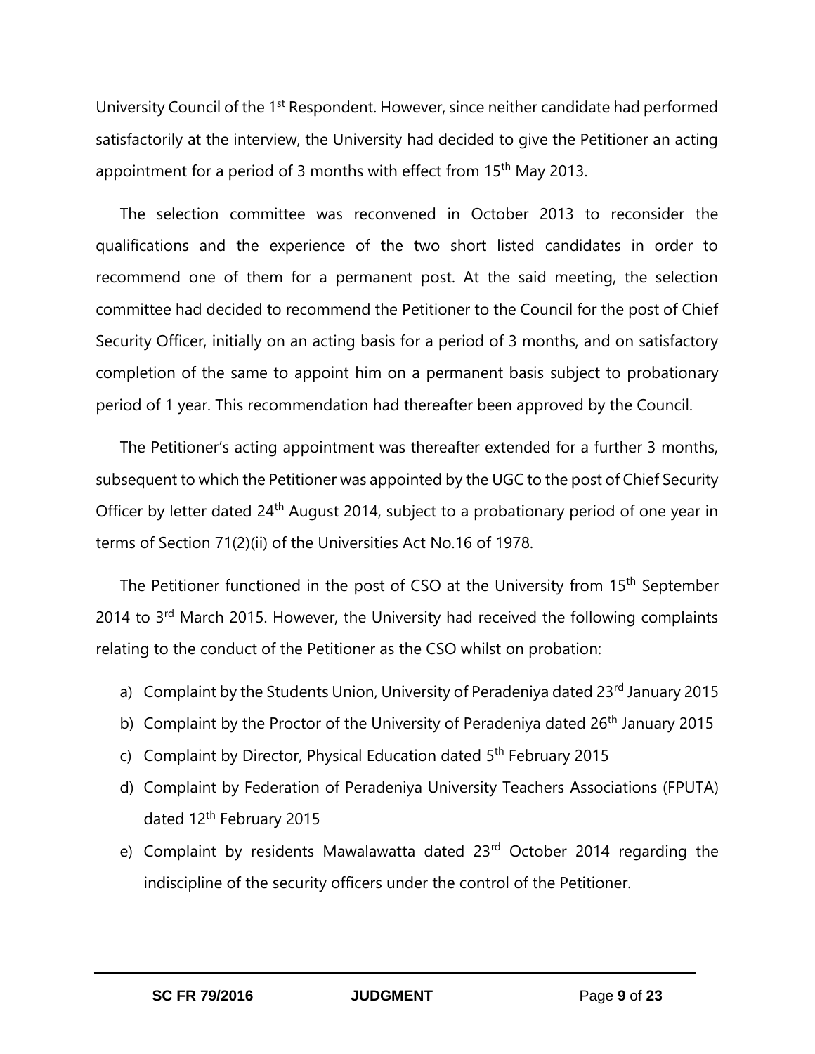University Council of the 1st Respondent. However, since neither candidate had performed satisfactorily at the interview, the University had decided to give the Petitioner an acting appointment for a period of 3 months with effect from 15th May 2013.

The selection committee was reconvened in October 2013 to reconsider the qualifications and the experience of the two short listed candidates in order to recommend one of them for a permanent post. At the said meeting, the selection committee had decided to recommend the Petitioner to the Council for the post of Chief Security Officer, initially on an acting basis for a period of 3 months, and on satisfactory completion of the same to appoint him on a permanent basis subject to probationary period of 1 year. This recommendation had thereafter been approved by the Council.

The Petitioner's acting appointment was thereafter extended for a further 3 months, subsequent to which the Petitioner was appointed by the UGC to the post of Chief Security Officer by letter dated 24th August 2014, subject to a probationary period of one year in terms of Section 71(2)(ii) of the Universities Act No.16 of 1978.

The Petitioner functioned in the post of CSO at the University from 15th September 2014 to 3rd March 2015. However, the University had received the following complaints relating to the conduct of the Petitioner as the CSO whilst on probation:

a) Complaint by the Students Union, University of Peradeniya dated 23rd January 2015
b) Complaint by the Proctor of the University of Peradeniya dated 26th January 2015
c) Complaint by Director, Physical Education dated 5th February 2015
d) Complaint by Federation of Peradeniya University Teachers Associations (FPUTA) dated 12th February 2015
e) Complaint by residents Mawalawatta dated 23rd October 2014 regarding the indiscipline of the security officers under the control of the Petitioner.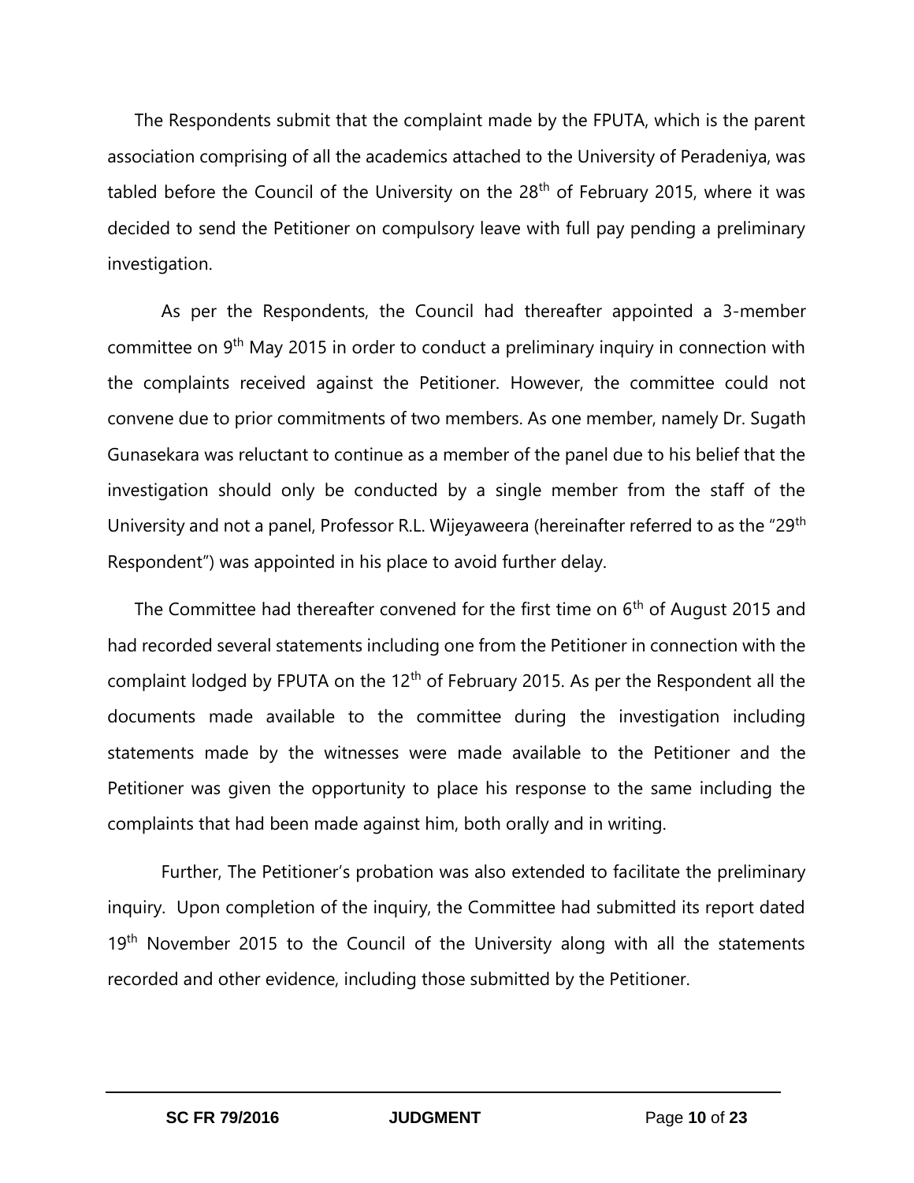The Respondents submit that the complaint made by the FPUTA, which is the parent association comprising of all the academics attached to the University of Peradeniya, was tabled before the Council of the University on the 28th of February 2015, where it was decided to send the Petitioner on compulsory leave with full pay pending a preliminary investigation.

As per the Respondents, the Council had thereafter appointed a 3-member committee on 9th May 2015 in order to conduct a preliminary inquiry in connection with the complaints received against the Petitioner. However, the committee could not convene due to prior commitments of two members. As one member, namely Dr. Sugath Gunasekara was reluctant to continue as a member of the panel due to his belief that the investigation should only be conducted by a single member from the staff of the University and not a panel, Professor R.L. Wijeyaweera (hereinafter referred to as the "29th Respondent") was appointed in his place to avoid further delay.

The Committee had thereafter convened for the first time on 6th of August 2015 and had recorded several statements including one from the Petitioner in connection with the complaint lodged by FPUTA on the 12th of February 2015. As per the Respondent all the documents made available to the committee during the investigation including statements made by the witnesses were made available to the Petitioner and the Petitioner was given the opportunity to place his response to the same including the complaints that had been made against him, both orally and in writing.

Further, The Petitioner's probation was also extended to facilitate the preliminary inquiry. Upon completion of the inquiry, the Committee had submitted its report dated 19th November 2015 to the Council of the University along with all the statements recorded and other evidence, including those submitted by the Petitioner.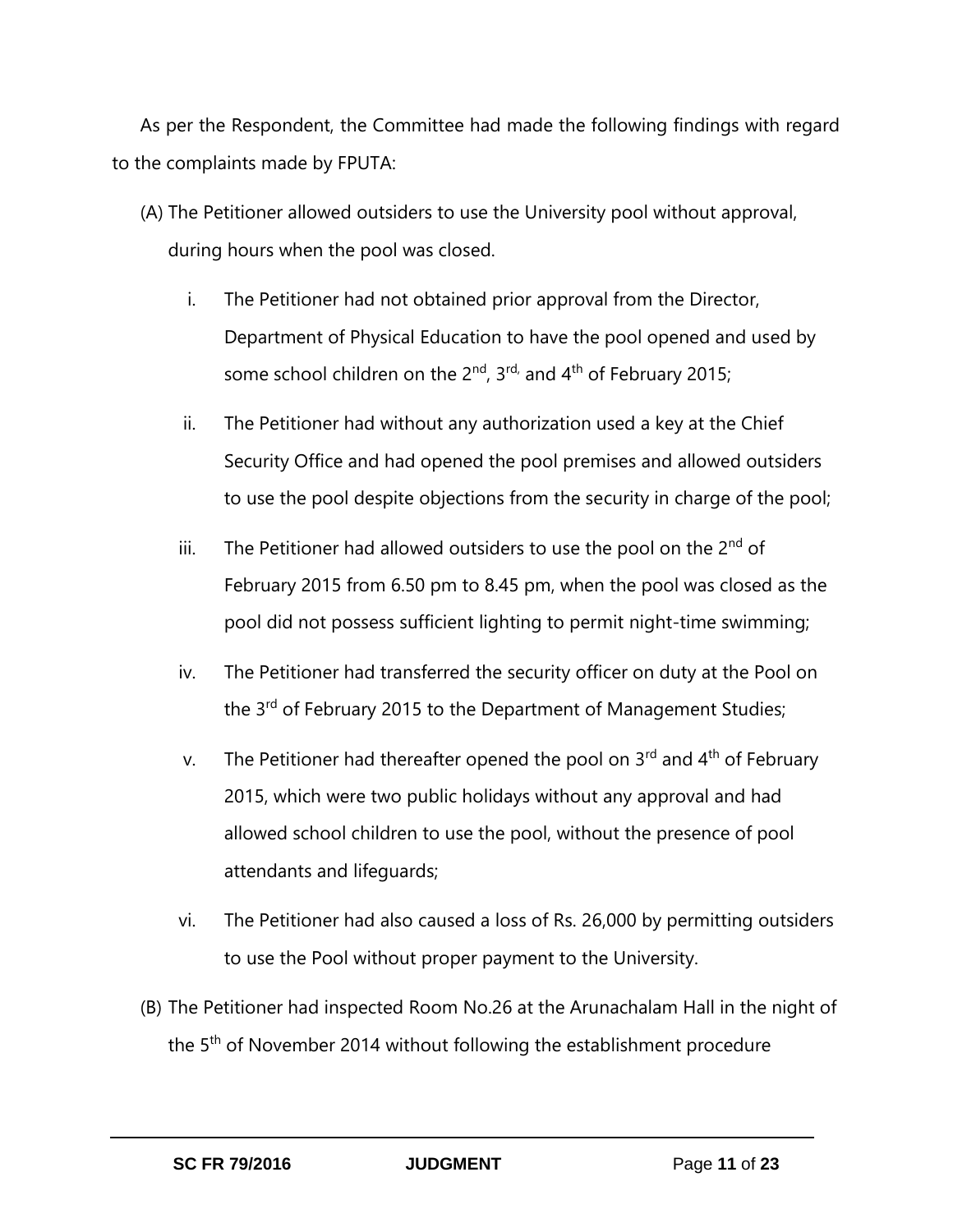As per the Respondent, the Committee had made the following findings with regard to the complaints made by FPUTA:

(A) The Petitioner allowed outsiders to use the University pool without approval, during hours when the pool was closed.

i. The Petitioner had not obtained prior approval from the Director, Department of Physical Education to have the pool opened and used by some school children on the 2nd, 3rd, and 4th of February 2015;

ii. The Petitioner had without any authorization used a key at the Chief Security Office and had opened the pool premises and allowed outsiders to use the pool despite objections from the security in charge of the pool;

iii. The Petitioner had allowed outsiders to use the pool on the 2nd of February 2015 from 6.50 pm to 8.45 pm, when the pool was closed as the pool did not possess sufficient lighting to permit night-time swimming;

iv. The Petitioner had transferred the security officer on duty at the Pool on the 3rd of February 2015 to the Department of Management Studies;

v. The Petitioner had thereafter opened the pool on 3rd and 4th of February 2015, which were two public holidays without any approval and had allowed school children to use the pool, without the presence of pool attendants and lifeguards;

vi. The Petitioner had also caused a loss of Rs. 26,000 by permitting outsiders to use the Pool without proper payment to the University.

(B) The Petitioner had inspected Room No.26 at the Arunachalam Hall in the night of the 5th of November 2014 without following the establishment procedure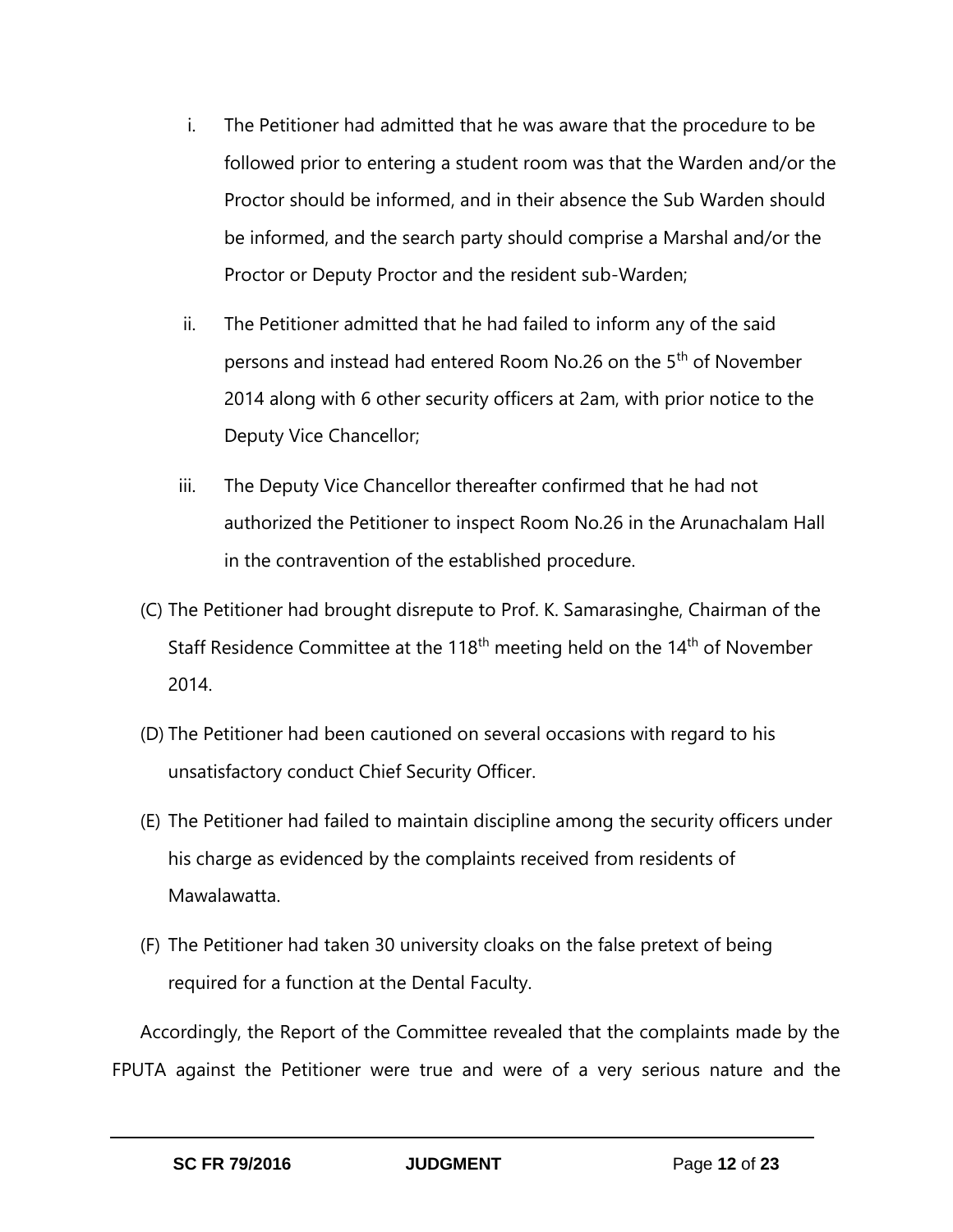i. The Petitioner had admitted that he was aware that the procedure to be followed prior to entering a student room was that the Warden and/or the Proctor should be informed, and in their absence the Sub Warden should be informed, and the search party should comprise a Marshal and/or the Proctor or Deputy Proctor and the resident sub-Warden;

ii. The Petitioner admitted that he had failed to inform any of the said persons and instead had entered Room No.26 on the 5th of November 2014 along with 6 other security officers at 2am, with prior notice to the Deputy Vice Chancellor;

iii. The Deputy Vice Chancellor thereafter confirmed that he had not authorized the Petitioner to inspect Room No.26 in the Arunachalam Hall in the contravention of the established procedure.

(C) The Petitioner had brought disrepute to Prof. K. Samarasinghe, Chairman of the Staff Residence Committee at the 118th meeting held on the 14th of November 2014.

(D) The Petitioner had been cautioned on several occasions with regard to his unsatisfactory conduct Chief Security Officer.

(E) The Petitioner had failed to maintain discipline among the security officers under his charge as evidenced by the complaints received from residents of Mawalawatta.

(F) The Petitioner had taken 30 university cloaks on the false pretext of being required for a function at the Dental Faculty.

Accordingly, the Report of the Committee revealed that the complaints made by the FPUTA against the Petitioner were true and were of a very serious nature and the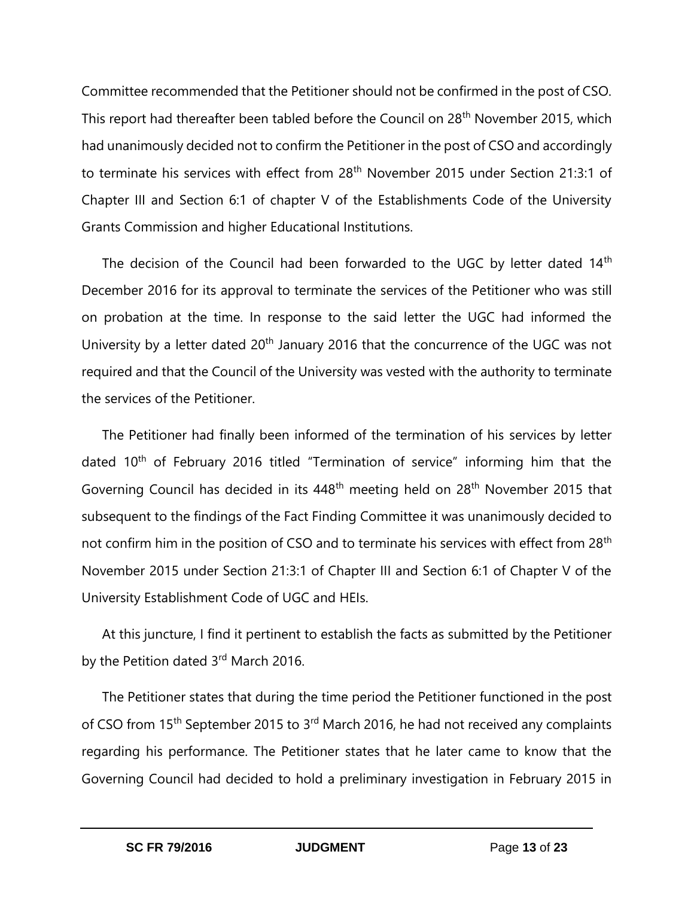Committee recommended that the Petitioner should not be confirmed in the post of CSO. This report had thereafter been tabled before the Council on 28th November 2015, which had unanimously decided not to confirm the Petitioner in the post of CSO and accordingly to terminate his services with effect from 28th November 2015 under Section 21:3:1 of Chapter III and Section 6:1 of chapter V of the Establishments Code of the University Grants Commission and higher Educational Institutions.

The decision of the Council had been forwarded to the UGC by letter dated 14th December 2016 for its approval to terminate the services of the Petitioner who was still on probation at the time. In response to the said letter the UGC had informed the University by a letter dated 20th January 2016 that the concurrence of the UGC was not required and that the Council of the University was vested with the authority to terminate the services of the Petitioner.

The Petitioner had finally been informed of the termination of his services by letter dated 10th of February 2016 titled "Termination of service" informing him that the Governing Council has decided in its 448th meeting held on 28th November 2015 that subsequent to the findings of the Fact Finding Committee it was unanimously decided to not confirm him in the position of CSO and to terminate his services with effect from 28th November 2015 under Section 21:3:1 of Chapter III and Section 6:1 of Chapter V of the University Establishment Code of UGC and HEIs.

At this juncture, I find it pertinent to establish the facts as submitted by the Petitioner by the Petition dated 3rd March 2016.

The Petitioner states that during the time period the Petitioner functioned in the post of CSO from 15th September 2015 to 3rd March 2016, he had not received any complaints regarding his performance. The Petitioner states that he later came to know that the Governing Council had decided to hold a preliminary investigation in February 2015 in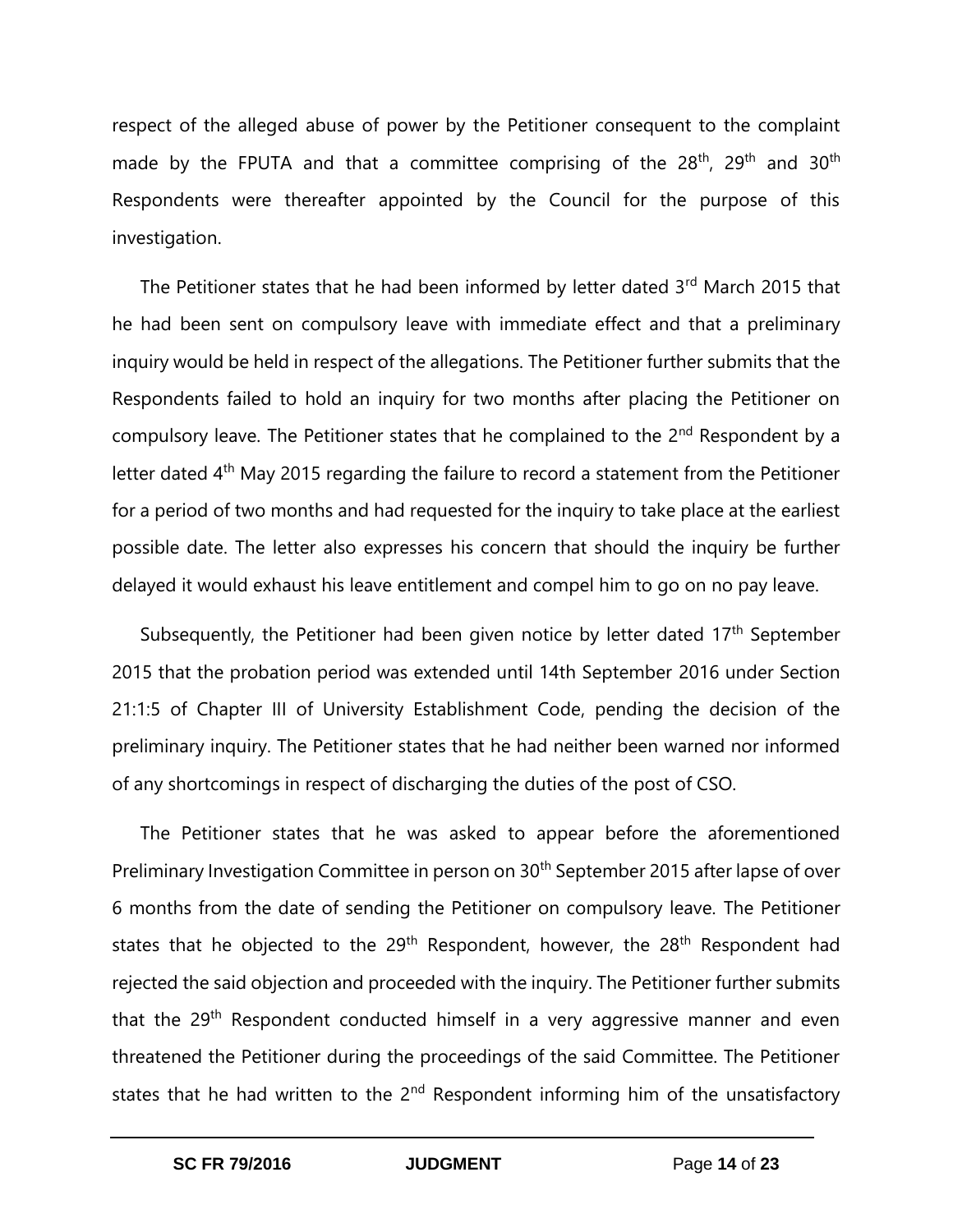respect of the alleged abuse of power by the Petitioner consequent to the complaint made by the FPUTA and that a committee comprising of the 28th, 29th and 30th Respondents were thereafter appointed by the Council for the purpose of this investigation.

The Petitioner states that he had been informed by letter dated 3rd March 2015 that he had been sent on compulsory leave with immediate effect and that a preliminary inquiry would be held in respect of the allegations. The Petitioner further submits that the Respondents failed to hold an inquiry for two months after placing the Petitioner on compulsory leave. The Petitioner states that he complained to the 2nd Respondent by a letter dated 4th May 2015 regarding the failure to record a statement from the Petitioner for a period of two months and had requested for the inquiry to take place at the earliest possible date. The letter also expresses his concern that should the inquiry be further delayed it would exhaust his leave entitlement and compel him to go on no pay leave.

Subsequently, the Petitioner had been given notice by letter dated 17th September 2015 that the probation period was extended until 14th September 2016 under Section 21:1:5 of Chapter III of University Establishment Code, pending the decision of the preliminary inquiry. The Petitioner states that he had neither been warned nor informed of any shortcomings in respect of discharging the duties of the post of CSO.

The Petitioner states that he was asked to appear before the aforementioned Preliminary Investigation Committee in person on 30th September 2015 after lapse of over 6 months from the date of sending the Petitioner on compulsory leave. The Petitioner states that he objected to the 29th Respondent, however, the 28th Respondent had rejected the said objection and proceeded with the inquiry. The Petitioner further submits that the 29th Respondent conducted himself in a very aggressive manner and even threatened the Petitioner during the proceedings of the said Committee. The Petitioner states that he had written to the 2nd Respondent informing him of the unsatisfactory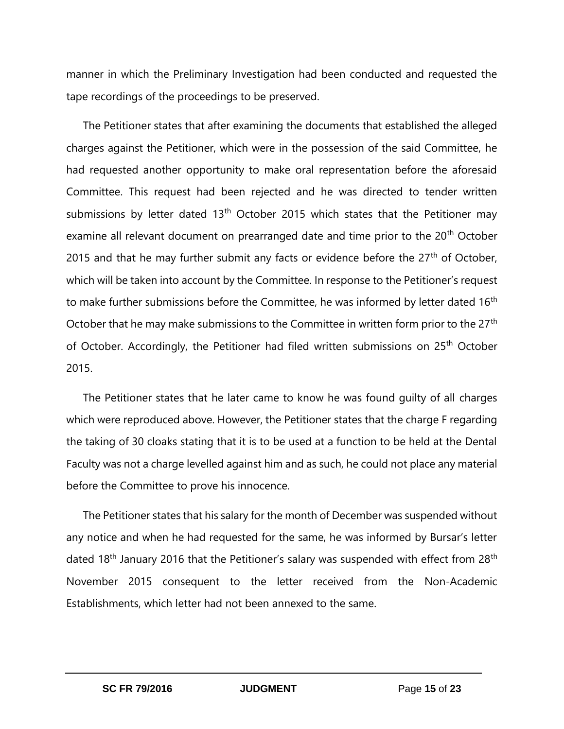manner in which the Preliminary Investigation had been conducted and requested the tape recordings of the proceedings to be preserved.

The Petitioner states that after examining the documents that established the alleged charges against the Petitioner, which were in the possession of the said Committee, he had requested another opportunity to make oral representation before the aforesaid Committee. This request had been rejected and he was directed to tender written submissions by letter dated 13th October 2015 which states that the Petitioner may examine all relevant document on prearranged date and time prior to the 20th October 2015 and that he may further submit any facts or evidence before the 27th of October, which will be taken into account by the Committee. In response to the Petitioner's request to make further submissions before the Committee, he was informed by letter dated 16th October that he may make submissions to the Committee in written form prior to the 27th of October. Accordingly, the Petitioner had filed written submissions on 25th October 2015.

The Petitioner states that he later came to know he was found guilty of all charges which were reproduced above. However, the Petitioner states that the charge F regarding the taking of 30 cloaks stating that it is to be used at a function to be held at the Dental Faculty was not a charge levelled against him and as such, he could not place any material before the Committee to prove his innocence.

The Petitioner states that his salary for the month of December was suspended without any notice and when he had requested for the same, he was informed by Bursar's letter dated 18th January 2016 that the Petitioner's salary was suspended with effect from 28th November 2015 consequent to the letter received from the Non-Academic Establishments, which letter had not been annexed to the same.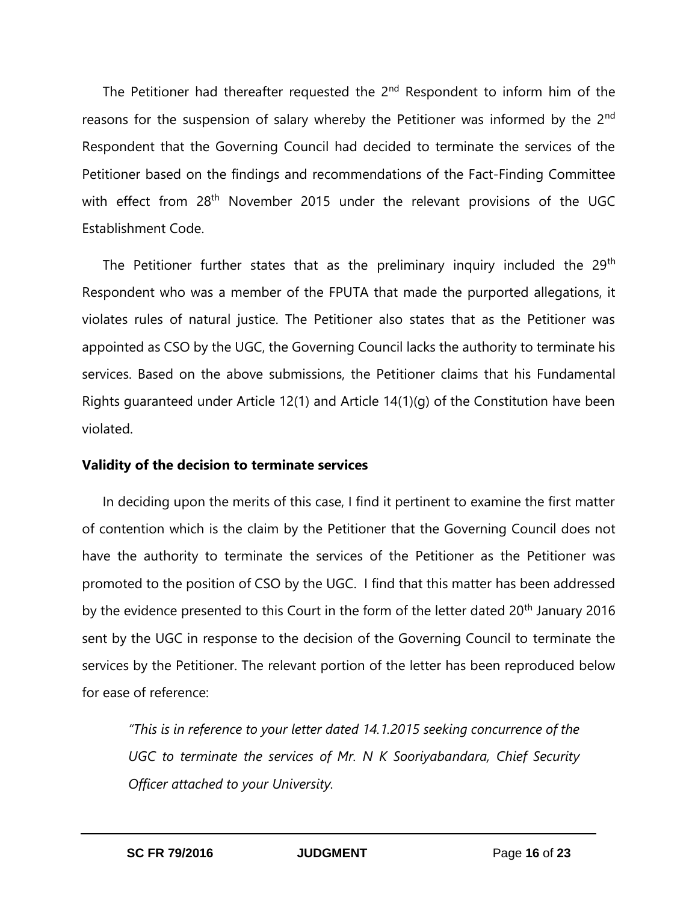The Petitioner had thereafter requested the 2nd Respondent to inform him of the reasons for the suspension of salary whereby the Petitioner was informed by the 2nd Respondent that the Governing Council had decided to terminate the services of the Petitioner based on the findings and recommendations of the Fact-Finding Committee with effect from 28th November 2015 under the relevant provisions of the UGC Establishment Code.

The Petitioner further states that as the preliminary inquiry included the 29th Respondent who was a member of the FPUTA that made the purported allegations, it violates rules of natural justice. The Petitioner also states that as the Petitioner was appointed as CSO by the UGC, the Governing Council lacks the authority to terminate his services. Based on the above submissions, the Petitioner claims that his Fundamental Rights guaranteed under Article 12(1) and Article 14(1)(g) of the Constitution have been violated.

**Validity of the decision to terminate services**

In deciding upon the merits of this case, I find it pertinent to examine the first matter of contention which is the claim by the Petitioner that the Governing Council does not have the authority to terminate the services of the Petitioner as the Petitioner was promoted to the position of CSO by the UGC. I find that this matter has been addressed by the evidence presented to this Court in the form of the letter dated 20th January 2016 sent by the UGC in response to the decision of the Governing Council to terminate the services by the Petitioner. The relevant portion of the letter has been reproduced below for ease of reference:

> *"This is in reference to your letter dated 14.1.2015 seeking concurrence of the UGC to terminate the services of Mr. N K Sooriyabandara, Chief Security Officer attached to your University.*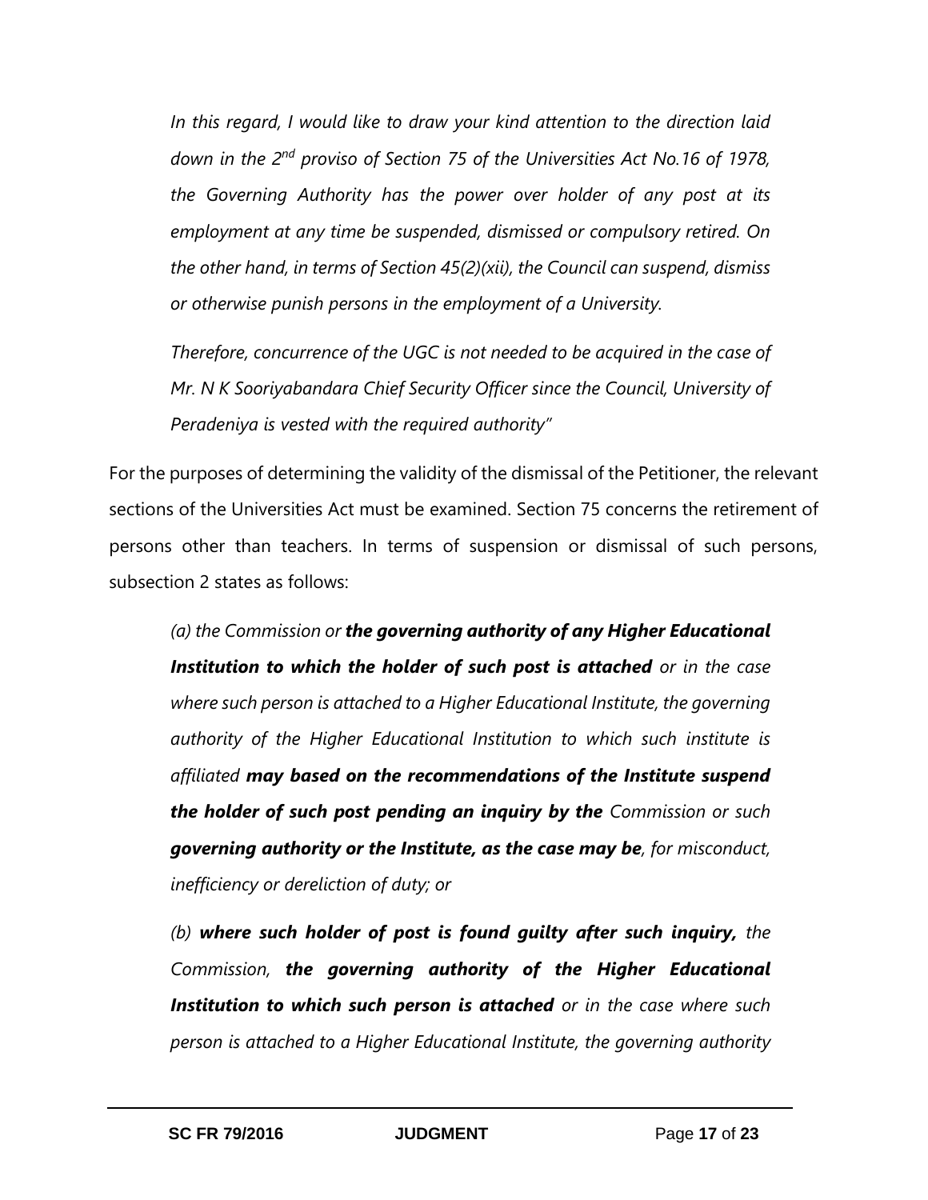*In this regard, I would like to draw your kind attention to the direction laid down in the 2nd proviso of Section 75 of the Universities Act No.16 of 1978, the Governing Authority has the power over holder of any post at its employment at any time be suspended, dismissed or compulsory retired. On the other hand, in terms of Section 45(2)(xii), the Council can suspend, dismiss or otherwise punish persons in the employment of a University.*

*Therefore, concurrence of the UGC is not needed to be acquired in the case of Mr. N K Sooriyabandara Chief Security Officer since the Council, University of Peradeniya is vested with the required authority"*

For the purposes of determining the validity of the dismissal of the Petitioner, the relevant sections of the Universities Act must be examined. Section 75 concerns the retirement of persons other than teachers. In terms of suspension or dismissal of such persons, subsection 2 states as follows:

*(a) the Commission or* ***the governing authority of any Higher Educational Institution to which the holder of such post is attached*** *or in the case where such person is attached to a Higher Educational Institute, the governing authority of the Higher Educational Institution to which such institute is affiliated* ***may based on the recommendations of the Institute suspend the holder of such post pending an inquiry by the*** *Commission or such* ***governing authority or the Institute, as the case may be****, for misconduct, inefficiency or dereliction of duty; or*

*(b)* ***where such holder of post is found guilty after such inquiry,*** *the Commission,* ***the governing authority of the Higher Educational Institution to which such person is attached*** *or in the case where such person is attached to a Higher Educational Institute, the governing authority*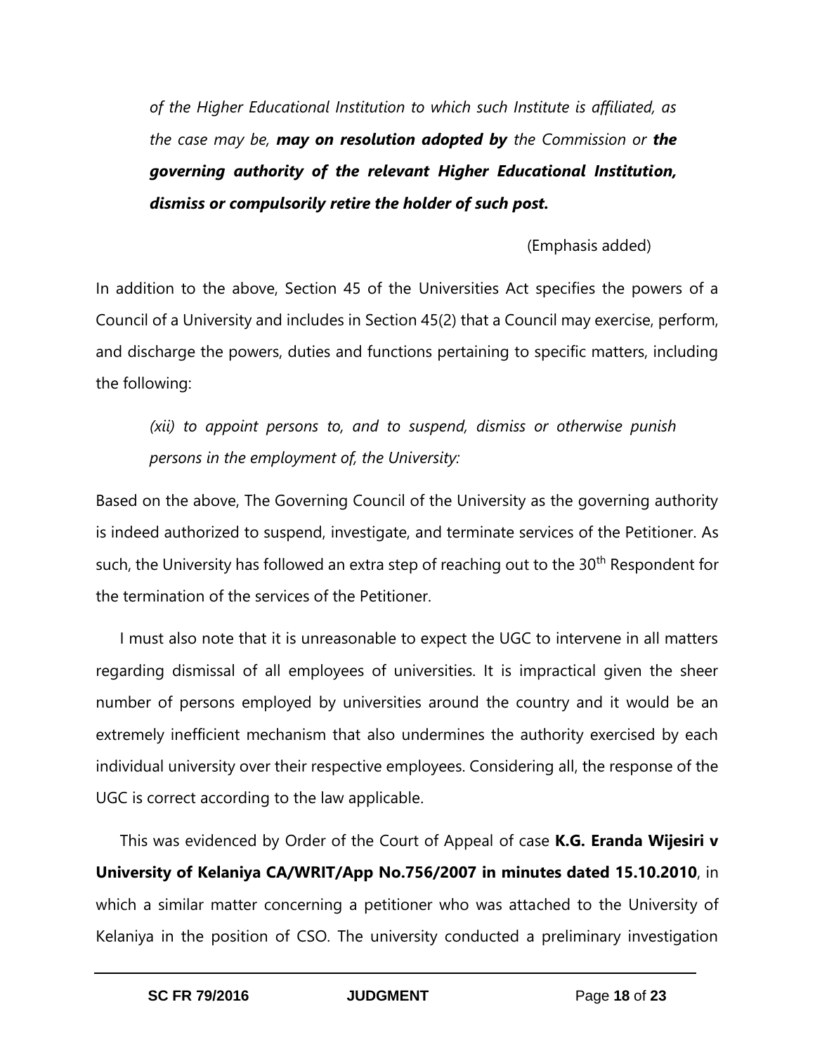> *of the Higher Educational Institution to which such Institute is affiliated, as the case may be,* ***may on resolution adopted by*** *the Commission or* ***the governing authority of the relevant Higher Educational Institution, dismiss or compulsorily retire the holder of such post.***

(Emphasis added)

In addition to the above, Section 45 of the Universities Act specifies the powers of a Council of a University and includes in Section 45(2) that a Council may exercise, perform, and discharge the powers, duties and functions pertaining to specific matters, including the following:

> *(xii) to appoint persons to, and to suspend, dismiss or otherwise punish persons in the employment of, the University:*

Based on the above, The Governing Council of the University as the governing authority is indeed authorized to suspend, investigate, and terminate services of the Petitioner. As such, the University has followed an extra step of reaching out to the 30th Respondent for the termination of the services of the Petitioner.

I must also note that it is unreasonable to expect the UGC to intervene in all matters regarding dismissal of all employees of universities. It is impractical given the sheer number of persons employed by universities around the country and it would be an extremely inefficient mechanism that also undermines the authority exercised by each individual university over their respective employees. Considering all, the response of the UGC is correct according to the law applicable.

This was evidenced by Order of the Court of Appeal of case **K.G. Eranda Wijesiri v University of Kelaniya CA/WRIT/App No.756/2007 in minutes dated 15.10.2010**, in which a similar matter concerning a petitioner who was attached to the University of Kelaniya in the position of CSO. The university conducted a preliminary investigation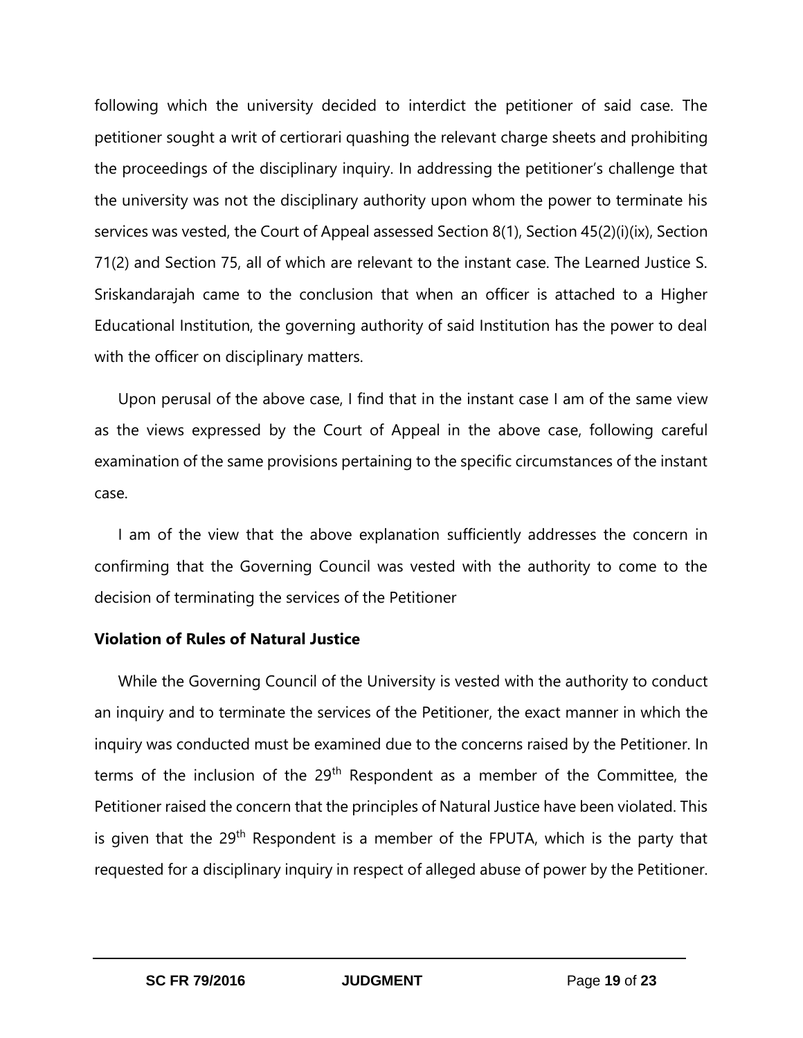following which the university decided to interdict the petitioner of said case. The petitioner sought a writ of certiorari quashing the relevant charge sheets and prohibiting the proceedings of the disciplinary inquiry. In addressing the petitioner's challenge that the university was not the disciplinary authority upon whom the power to terminate his services was vested, the Court of Appeal assessed Section 8(1), Section 45(2)(i)(ix), Section 71(2) and Section 75, all of which are relevant to the instant case. The Learned Justice S. Sriskandarajah came to the conclusion that when an officer is attached to a Higher Educational Institution, the governing authority of said Institution has the power to deal with the officer on disciplinary matters.

Upon perusal of the above case, I find that in the instant case I am of the same view as the views expressed by the Court of Appeal in the above case, following careful examination of the same provisions pertaining to the specific circumstances of the instant case.

I am of the view that the above explanation sufficiently addresses the concern in confirming that the Governing Council was vested with the authority to come to the decision of terminating the services of the Petitioner

**Violation of Rules of Natural Justice**

While the Governing Council of the University is vested with the authority to conduct an inquiry and to terminate the services of the Petitioner, the exact manner in which the inquiry was conducted must be examined due to the concerns raised by the Petitioner. In terms of the inclusion of the 29th Respondent as a member of the Committee, the Petitioner raised the concern that the principles of Natural Justice have been violated. This is given that the 29th Respondent is a member of the FPUTA, which is the party that requested for a disciplinary inquiry in respect of alleged abuse of power by the Petitioner.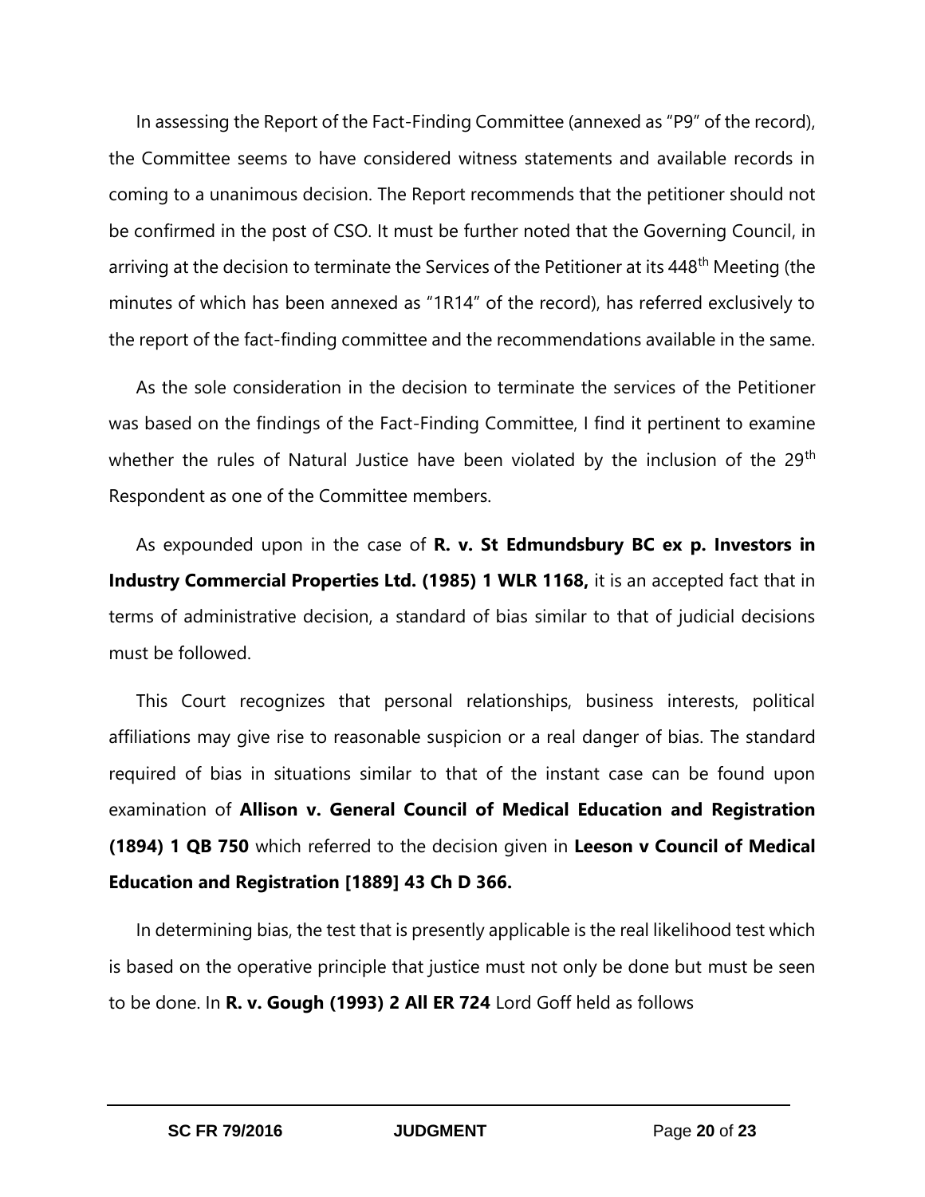In assessing the Report of the Fact-Finding Committee (annexed as "P9" of the record), the Committee seems to have considered witness statements and available records in coming to a unanimous decision. The Report recommends that the petitioner should not be confirmed in the post of CSO. It must be further noted that the Governing Council, in arriving at the decision to terminate the Services of the Petitioner at its 448th Meeting (the minutes of which has been annexed as "1R14" of the record), has referred exclusively to the report of the fact-finding committee and the recommendations available in the same.

As the sole consideration in the decision to terminate the services of the Petitioner was based on the findings of the Fact-Finding Committee, I find it pertinent to examine whether the rules of Natural Justice have been violated by the inclusion of the 29th Respondent as one of the Committee members.

As expounded upon in the case of **R. v. St Edmundsbury BC ex p. Investors in Industry Commercial Properties Ltd. (1985) 1 WLR 1168,** it is an accepted fact that in terms of administrative decision, a standard of bias similar to that of judicial decisions must be followed.

This Court recognizes that personal relationships, business interests, political affiliations may give rise to reasonable suspicion or a real danger of bias. The standard required of bias in situations similar to that of the instant case can be found upon examination of **Allison v. General Council of Medical Education and Registration (1894) 1 QB 750** which referred to the decision given in **Leeson v Council of Medical Education and Registration [1889] 43 Ch D 366.**

In determining bias, the test that is presently applicable is the real likelihood test which is based on the operative principle that justice must not only be done but must be seen to be done. In **R. v. Gough (1993) 2 All ER 724** Lord Goff held as follows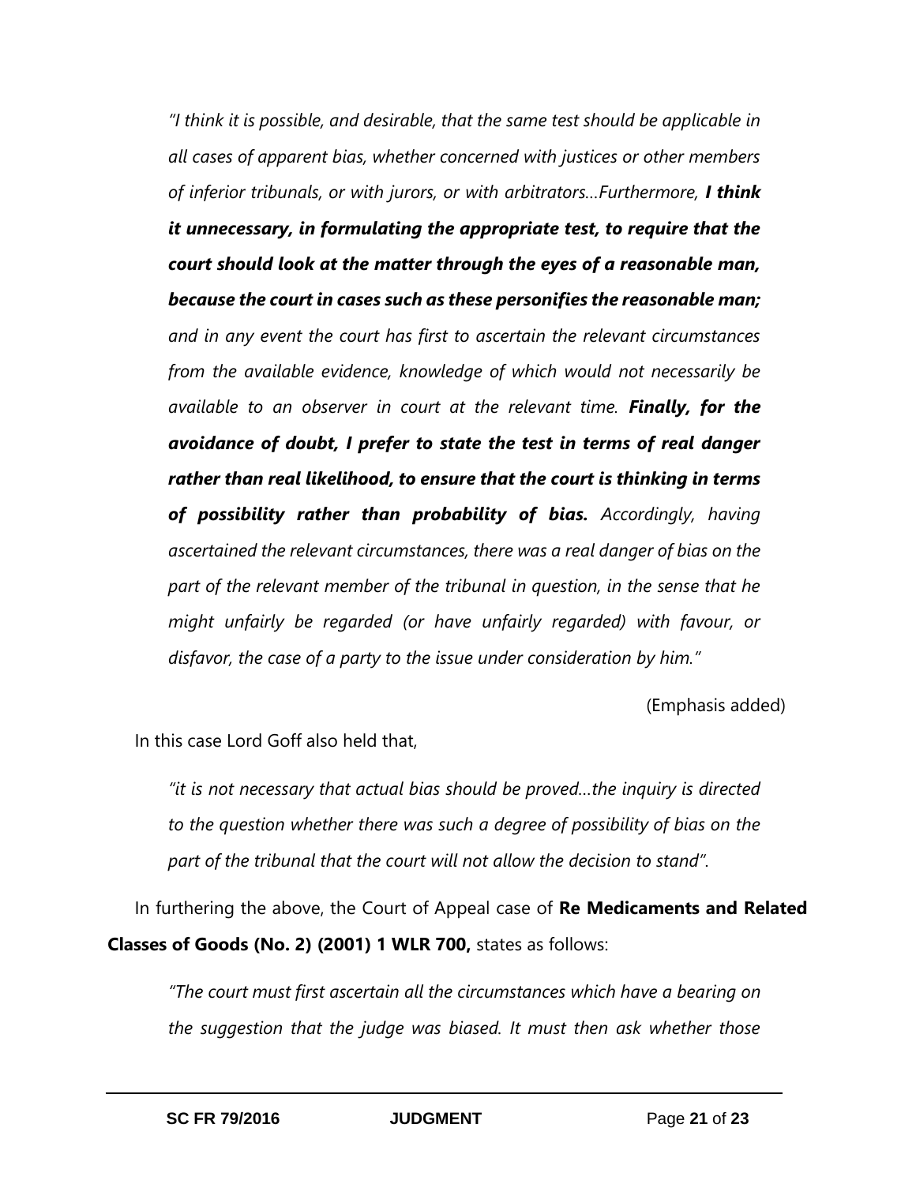*"I think it is possible, and desirable, that the same test should be applicable in all cases of apparent bias, whether concerned with justices or other members of inferior tribunals, or with jurors, or with arbitrators…Furthermore, **I think it unnecessary, in formulating the appropriate test, to require that the court should look at the matter through the eyes of a reasonable man, because the court in cases such as these personifies the reasonable man;** and in any event the court has first to ascertain the relevant circumstances from the available evidence, knowledge of which would not necessarily be available to an observer in court at the relevant time. **Finally, for the avoidance of doubt, I prefer to state the test in terms of real danger rather than real likelihood, to ensure that the court is thinking in terms of possibility rather than probability of bias.** Accordingly, having ascertained the relevant circumstances, there was a real danger of bias on the part of the relevant member of the tribunal in question, in the sense that he might unfairly be regarded (or have unfairly regarded) with favour, or disfavor, the case of a party to the issue under consideration by him."*

(Emphasis added)

In this case Lord Goff also held that,

*"it is not necessary that actual bias should be proved…the inquiry is directed to the question whether there was such a degree of possibility of bias on the part of the tribunal that the court will not allow the decision to stand".*

In furthering the above, the Court of Appeal case of **Re Medicaments and Related Classes of Goods (No. 2) (2001) 1 WLR 700,** states as follows:

*"The court must first ascertain all the circumstances which have a bearing on the suggestion that the judge was biased. It must then ask whether those*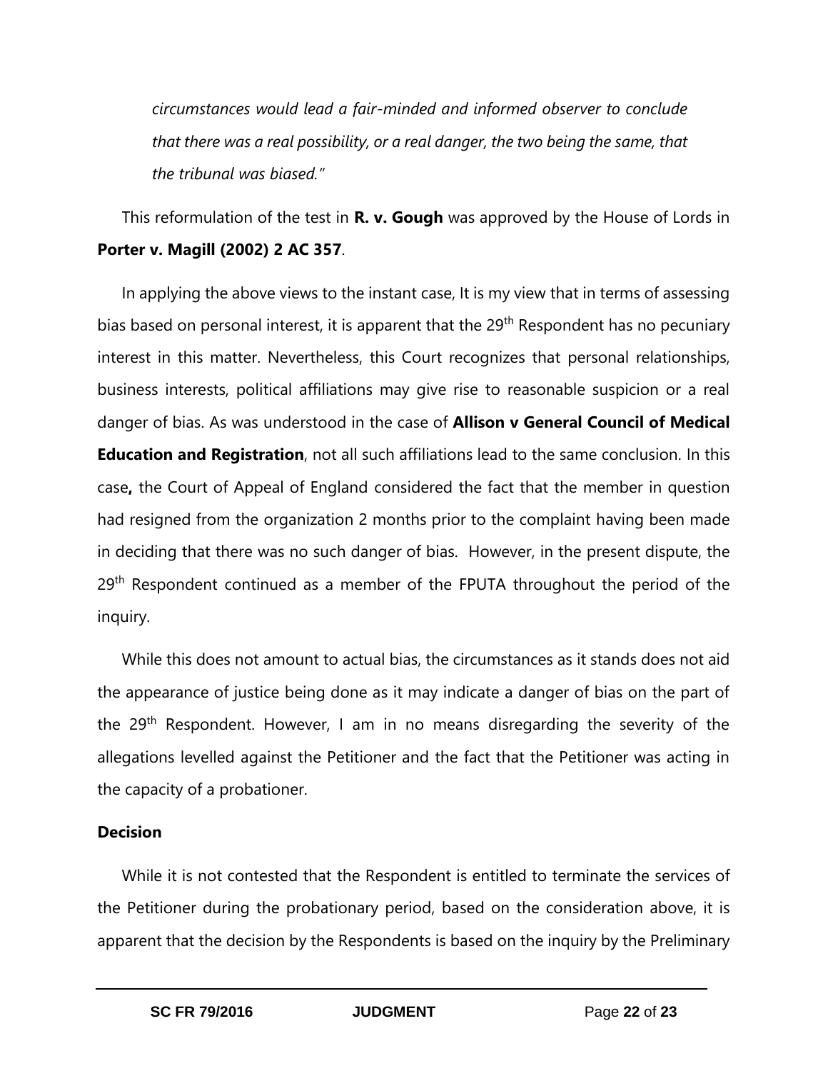*circumstances would lead a fair-minded and informed observer to conclude that there was a real possibility, or a real danger, the two being the same, that the tribunal was biased."*

This reformulation of the test in **R. v. Gough** was approved by the House of Lords in **Porter v. Magill (2002) 2 AC 357**.

In applying the above views to the instant case, It is my view that in terms of assessing bias based on personal interest, it is apparent that the 29th Respondent has no pecuniary interest in this matter. Nevertheless, this Court recognizes that personal relationships, business interests, political affiliations may give rise to reasonable suspicion or a real danger of bias. As was understood in the case of **Allison v General Council of Medical Education and Registration**, not all such affiliations lead to the same conclusion. In this case**,** the Court of Appeal of England considered the fact that the member in question had resigned from the organization 2 months prior to the complaint having been made in deciding that there was no such danger of bias. However, in the present dispute, the 29th Respondent continued as a member of the FPUTA throughout the period of the inquiry.

While this does not amount to actual bias, the circumstances as it stands does not aid the appearance of justice being done as it may indicate a danger of bias on the part of the 29th Respondent. However, I am in no means disregarding the severity of the allegations levelled against the Petitioner and the fact that the Petitioner was acting in the capacity of a probationer.

**Decision**

While it is not contested that the Respondent is entitled to terminate the services of the Petitioner during the probationary period, based on the consideration above, it is apparent that the decision by the Respondents is based on the inquiry by the Preliminary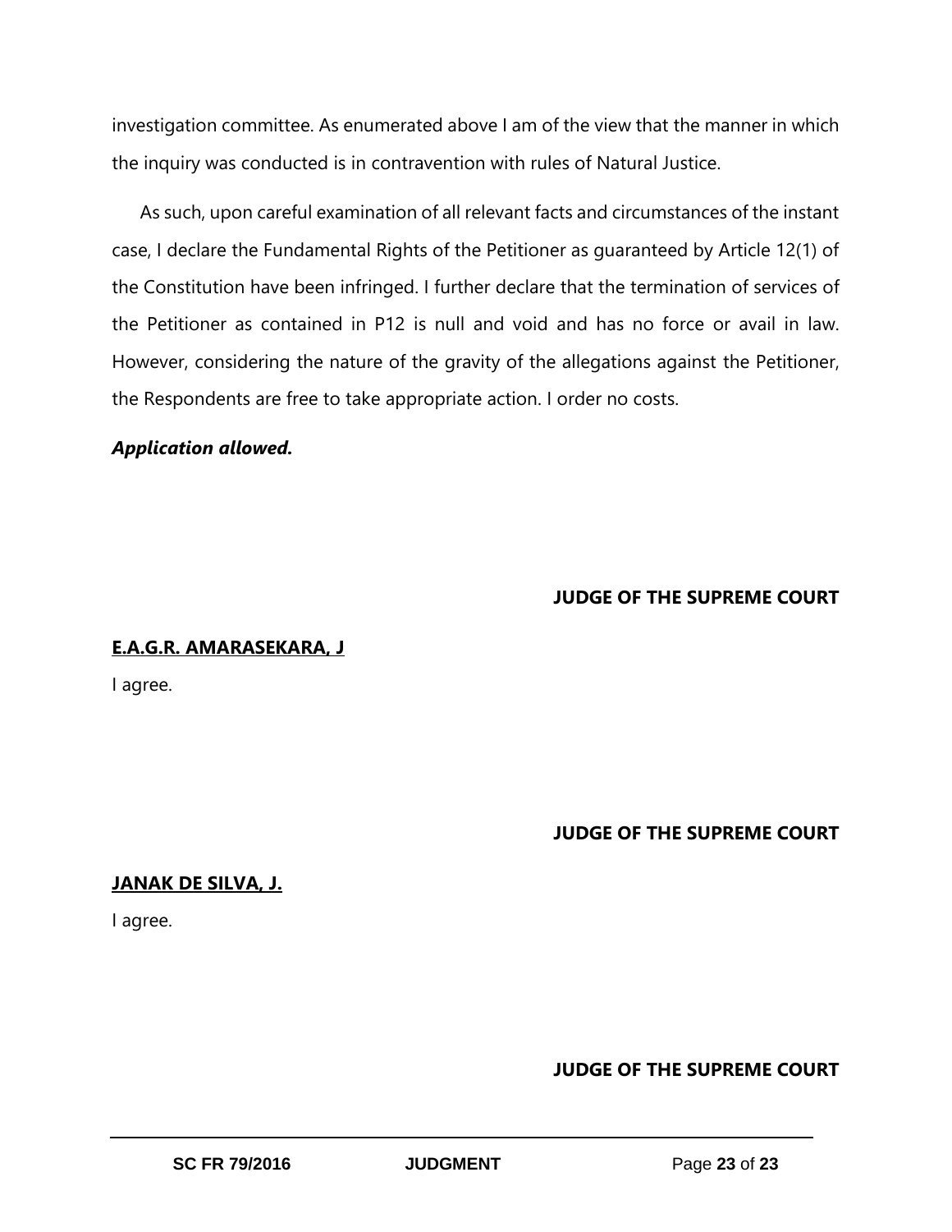investigation committee. As enumerated above I am of the view that the manner in which the inquiry was conducted is in contravention with rules of Natural Justice.

As such, upon careful examination of all relevant facts and circumstances of the instant case, I declare the Fundamental Rights of the Petitioner as guaranteed by Article 12(1) of the Constitution have been infringed. I further declare that the termination of services of the Petitioner as contained in P12 is null and void and has no force or avail in law. However, considering the nature of the gravity of the allegations against the Petitioner, the Respondents are free to take appropriate action. I order no costs.

***Application allowed.***

**JUDGE OF THE SUPREME COURT**

**E.A.G.R. AMARASEKARA, J**

I agree.

**JUDGE OF THE SUPREME COURT**

**JANAK DE SILVA, J.**

I agree.

**JUDGE OF THE SUPREME COURT**